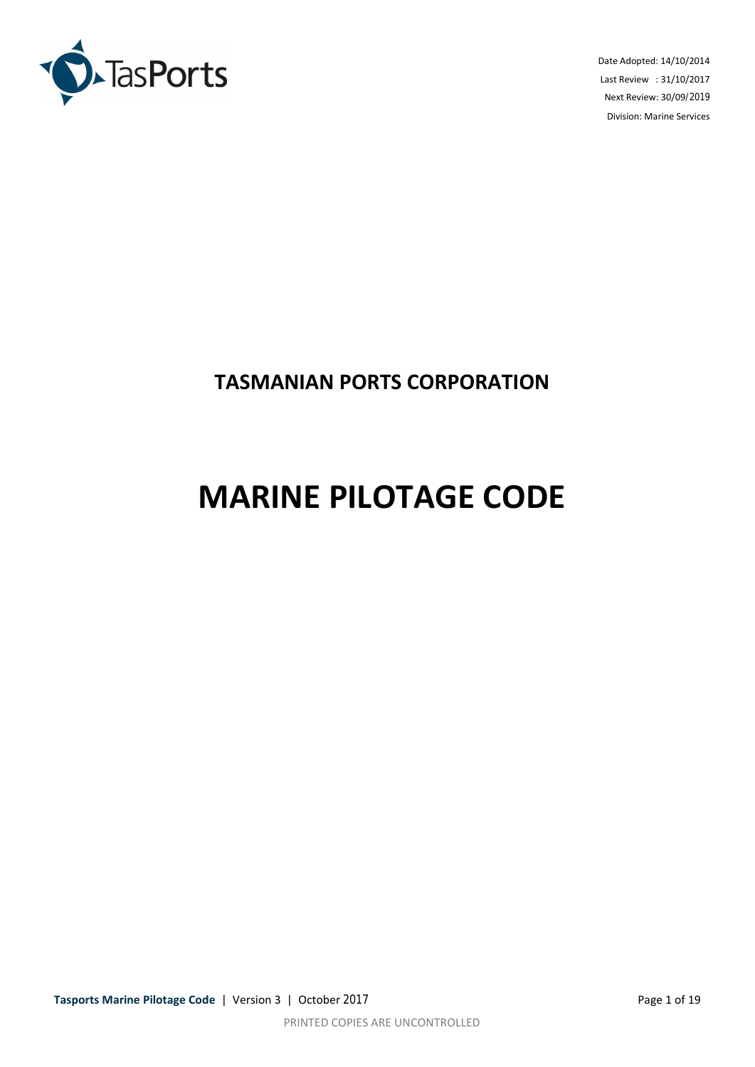Date Adopted: 14/10/2014
Last Review : 31/10/2017
Next Review: 30/09/2019
Division: Marine Services

# TASMANIAN PORTS CORPORATION

# MARINE PILOTAGE CODE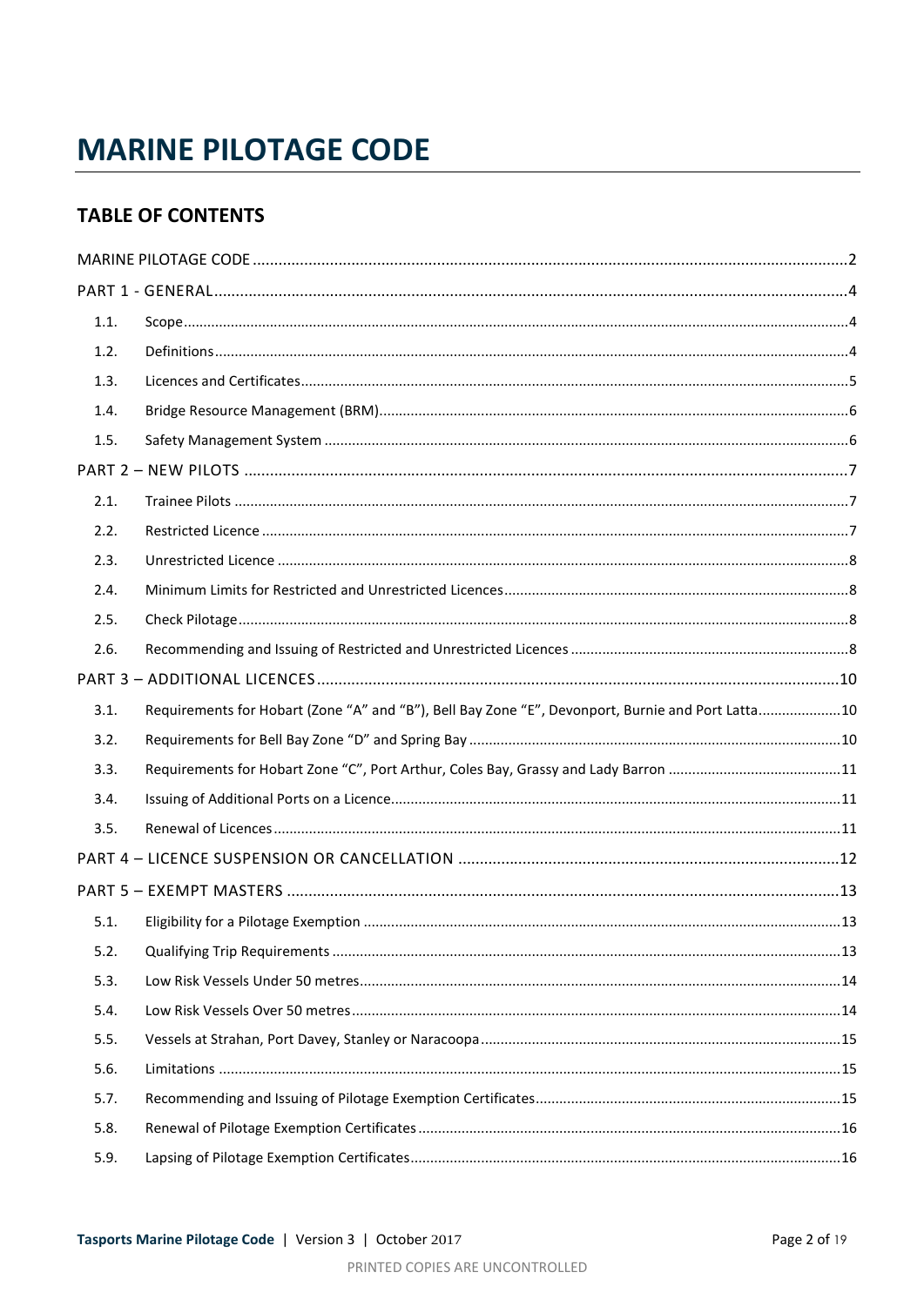# MARINE PILOTAGE CODE

## TABLE OF CONTENTS

MARINE PILOTAGE CODE ....................................................... 2

PART 1 - GENERAL ....................................................... 4

- 1.1. Scope ....................................................... 4
- 1.2. Definitions ....................................................... 4
- 1.3. Licences and Certificates ....................................................... 5
- 1.4. Bridge Resource Management (BRM) ....................................................... 6
- 1.5. Safety Management System ....................................................... 6

PART 2 – NEW PILOTS ....................................................... 7

- 2.1. Trainee Pilots ....................................................... 7
- 2.2. Restricted Licence ....................................................... 7
- 2.3. Unrestricted Licence ....................................................... 8
- 2.4. Minimum Limits for Restricted and Unrestricted Licences ....................................................... 8
- 2.5. Check Pilotage ....................................................... 8
- 2.6. Recommending and Issuing of Restricted and Unrestricted Licences ....................................................... 8

PART 3 – ADDITIONAL LICENCES ....................................................... 10

- 3.1. Requirements for Hobart (Zone "A" and "B"), Bell Bay Zone "E", Devonport, Burnie and Port Latta ....................................................... 10
- 3.2. Requirements for Bell Bay Zone "D" and Spring Bay ....................................................... 10
- 3.3. Requirements for Hobart Zone "C", Port Arthur, Coles Bay, Grassy and Lady Barron ....................................................... 11
- 3.4. Issuing of Additional Ports on a Licence ....................................................... 11
- 3.5. Renewal of Licences ....................................................... 11

PART 4 – LICENCE SUSPENSION OR CANCELLATION ....................................................... 12

PART 5 – EXEMPT MASTERS ....................................................... 13

- 5.1. Eligibility for a Pilotage Exemption ....................................................... 13
- 5.2. Qualifying Trip Requirements ....................................................... 13
- 5.3. Low Risk Vessels Under 50 metres ....................................................... 14
- 5.4. Low Risk Vessels Over 50 metres ....................................................... 14
- 5.5. Vessels at Strahan, Port Davey, Stanley or Naracoopa ....................................................... 15
- 5.6. Limitations ....................................................... 15
- 5.7. Recommending and Issuing of Pilotage Exemption Certificates ....................................................... 15
- 5.8. Renewal of Pilotage Exemption Certificates ....................................................... 16
- 5.9. Lapsing of Pilotage Exemption Certificates ....................................................... 16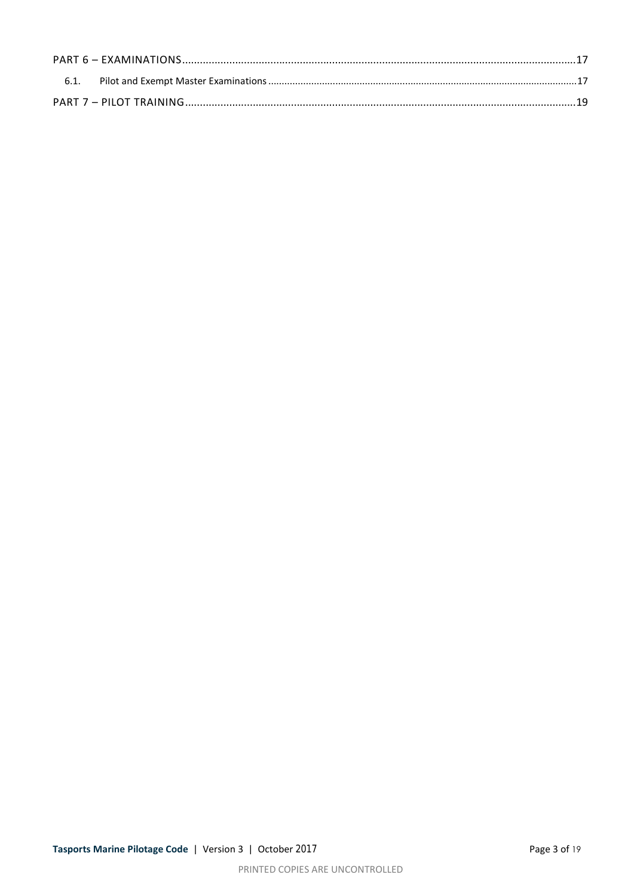PART 6 – EXAMINATIONS .......................................................................................................................17

6.1. Pilot and Exempt Master Examinations ..............................................................................................17

PART 7 – PILOT TRAINING ....................................................................................................................19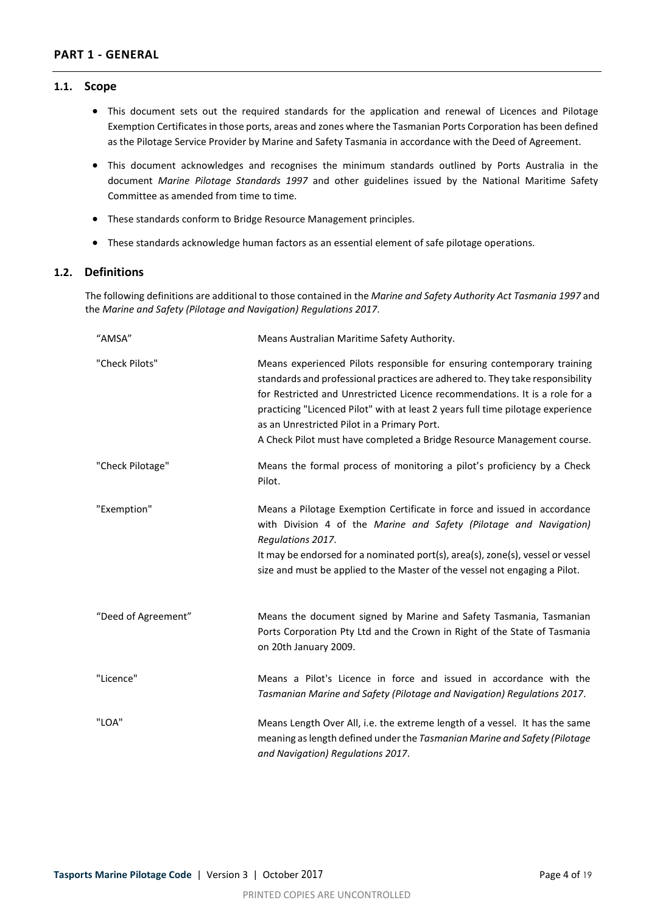# PART 1 - GENERAL

## 1.1. Scope

- This document sets out the required standards for the application and renewal of Licences and Pilotage Exemption Certificates in those ports, areas and zones where the Tasmanian Ports Corporation has been defined as the Pilotage Service Provider by Marine and Safety Tasmania in accordance with the Deed of Agreement.
- This document acknowledges and recognises the minimum standards outlined by Ports Australia in the document *Marine Pilotage Standards 1997* and other guidelines issued by the National Maritime Safety Committee as amended from time to time.
- These standards conform to Bridge Resource Management principles.
- These standards acknowledge human factors as an essential element of safe pilotage operations.

## 1.2. Definitions

The following definitions are additional to those contained in the *Marine and Safety Authority Act Tasmania 1997* and the *Marine and Safety (Pilotage and Navigation) Regulations 2017*.

| Term | Definition |
|---|---|
| "AMSA" | Means Australian Maritime Safety Authority. |
| "Check Pilots" | Means experienced Pilots responsible for ensuring contemporary training standards and professional practices are adhered to. They take responsibility for Restricted and Unrestricted Licence recommendations. It is a role for a practicing "Licenced Pilot" with at least 2 years full time pilotage experience as an Unrestricted Pilot in a Primary Port.<br>A Check Pilot must have completed a Bridge Resource Management course. |
| "Check Pilotage" | Means the formal process of monitoring a pilot's proficiency by a Check Pilot. |
| "Exemption" | Means a Pilotage Exemption Certificate in force and issued in accordance with Division 4 of the *Marine and Safety (Pilotage and Navigation) Regulations 2017*.<br>It may be endorsed for a nominated port(s), area(s), zone(s), vessel or vessel size and must be applied to the Master of the vessel not engaging a Pilot. |
| "Deed of Agreement" | Means the document signed by Marine and Safety Tasmania, Tasmanian Ports Corporation Pty Ltd and the Crown in Right of the State of Tasmania on 20th January 2009. |
| "Licence" | Means a Pilot's Licence in force and issued in accordance with the *Tasmanian Marine and Safety (Pilotage and Navigation) Regulations 2017*. |
| "LOA" | Means Length Over All, i.e. the extreme length of a vessel. It has the same meaning as length defined under the *Tasmanian Marine and Safety (Pilotage and Navigation) Regulations 2017*. |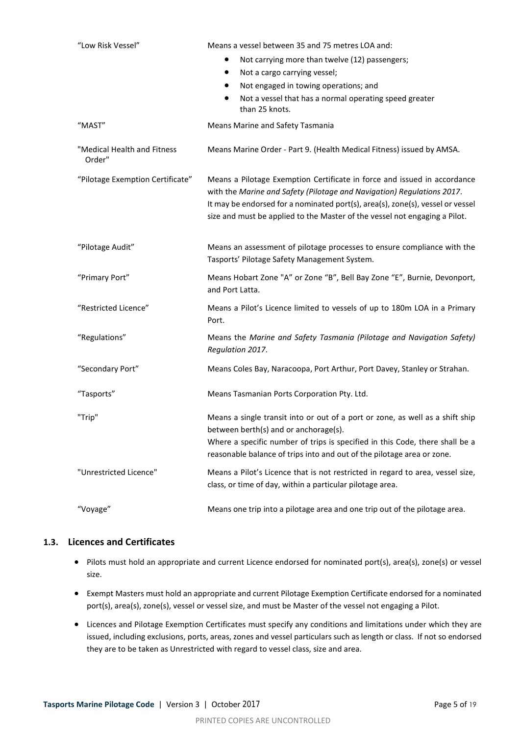| | |
|---|---|
| "Low Risk Vessel" | Means a vessel between 35 and 75 metres LOA and:<br>• Not carrying more than twelve (12) passengers;<br>• Not a cargo carrying vessel;<br>• Not engaged in towing operations; and<br>• Not a vessel that has a normal operating speed greater than 25 knots. |
| "MAST" | Means Marine and Safety Tasmania |
| "Medical Health and Fitness Order" | Means Marine Order - Part 9. (Health Medical Fitness) issued by AMSA. |
| "Pilotage Exemption Certificate" | Means a Pilotage Exemption Certificate in force and issued in accordance with the *Marine and Safety (Pilotage and Navigation) Regulations 2017*.<br>It may be endorsed for a nominated port(s), area(s), zone(s), vessel or vessel size and must be applied to the Master of the vessel not engaging a Pilot. |
| "Pilotage Audit" | Means an assessment of pilotage processes to ensure compliance with the Tasports' Pilotage Safety Management System. |
| "Primary Port" | Means Hobart Zone "A" or Zone "B", Bell Bay Zone "E", Burnie, Devonport, and Port Latta. |
| "Restricted Licence" | Means a Pilot's Licence limited to vessels of up to 180m LOA in a Primary Port. |
| "Regulations" | Means the *Marine and Safety Tasmania (Pilotage and Navigation Safety) Regulation 2017*. |
| "Secondary Port" | Means Coles Bay, Naracoopa, Port Arthur, Port Davey, Stanley or Strahan. |
| "Tasports" | Means Tasmanian Ports Corporation Pty. Ltd. |
| "Trip" | Means a single transit into or out of a port or zone, as well as a shift ship between berth(s) and or anchorage(s).<br>Where a specific number of trips is specified in this Code, there shall be a reasonable balance of trips into and out of the pilotage area or zone. |
| "Unrestricted Licence" | Means a Pilot's Licence that is not restricted in regard to area, vessel size, class, or time of day, within a particular pilotage area. |
| "Voyage" | Means one trip into a pilotage area and one trip out of the pilotage area. |

## 1.3. Licences and Certificates

- Pilots must hold an appropriate and current Licence endorsed for nominated port(s), area(s), zone(s) or vessel size.
- Exempt Masters must hold an appropriate and current Pilotage Exemption Certificate endorsed for a nominated port(s), area(s), zone(s), vessel or vessel size, and must be Master of the vessel not engaging a Pilot.
- Licences and Pilotage Exemption Certificates must specify any conditions and limitations under which they are issued, including exclusions, ports, areas, zones and vessel particulars such as length or class. If not so endorsed they are to be taken as Unrestricted with regard to vessel class, size and area.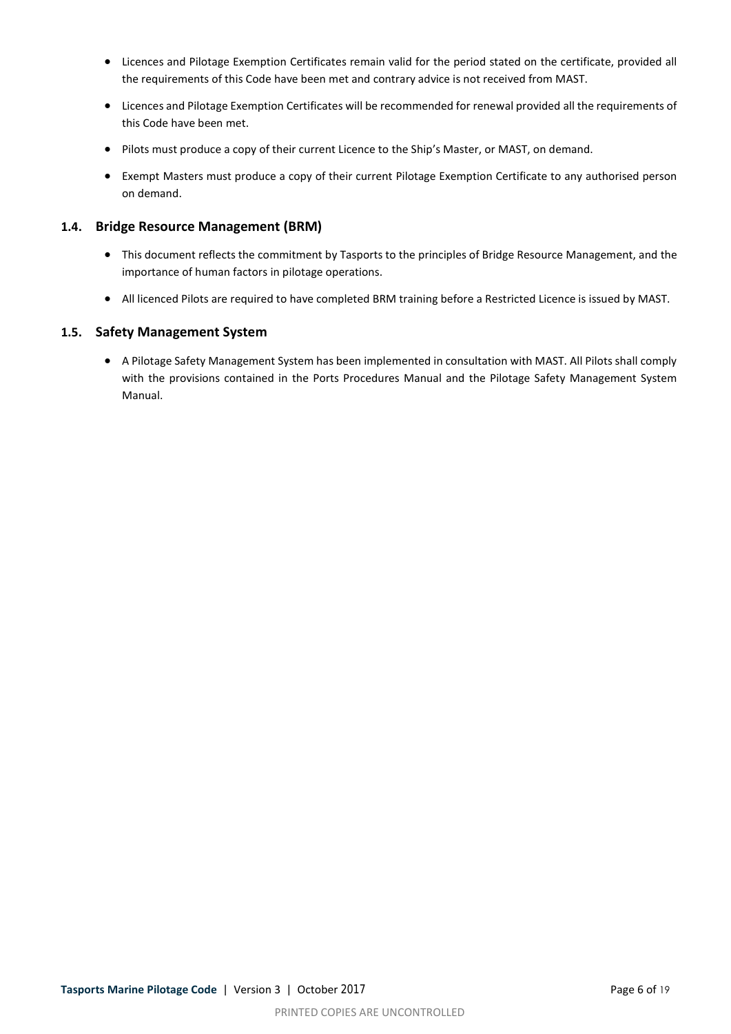- Licences and Pilotage Exemption Certificates remain valid for the period stated on the certificate, provided all the requirements of this Code have been met and contrary advice is not received from MAST.
- Licences and Pilotage Exemption Certificates will be recommended for renewal provided all the requirements of this Code have been met.
- Pilots must produce a copy of their current Licence to the Ship's Master, or MAST, on demand.
- Exempt Masters must produce a copy of their current Pilotage Exemption Certificate to any authorised person on demand.

### 1.4. Bridge Resource Management (BRM)

- This document reflects the commitment by Tasports to the principles of Bridge Resource Management, and the importance of human factors in pilotage operations.
- All licenced Pilots are required to have completed BRM training before a Restricted Licence is issued by MAST.

### 1.5. Safety Management System

- A Pilotage Safety Management System has been implemented in consultation with MAST. All Pilots shall comply with the provisions contained in the Ports Procedures Manual and the Pilotage Safety Management System Manual.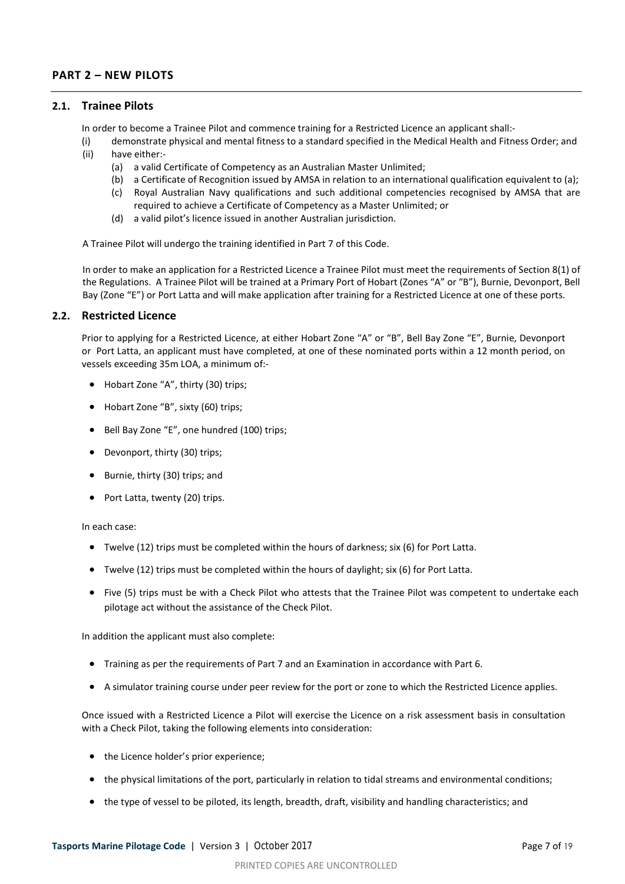## PART 2 – NEW PILOTS

### 2.1. Trainee Pilots

In order to become a Trainee Pilot and commence training for a Restricted Licence an applicant shall:-

(i) demonstrate physical and mental fitness to a standard specified in the Medical Health and Fitness Order; and

(ii) have either:-

   (a) a valid Certificate of Competency as an Australian Master Unlimited;

   (b) a Certificate of Recognition issued by AMSA in relation to an international qualification equivalent to (a);

   (c) Royal Australian Navy qualifications and such additional competencies recognised by AMSA that are required to achieve a Certificate of Competency as a Master Unlimited; or

   (d) a valid pilot's licence issued in another Australian jurisdiction.

A Trainee Pilot will undergo the training identified in Part 7 of this Code.

In order to make an application for a Restricted Licence a Trainee Pilot must meet the requirements of Section 8(1) of the Regulations. A Trainee Pilot will be trained at a Primary Port of Hobart (Zones "A" or "B"), Burnie, Devonport, Bell Bay (Zone "E") or Port Latta and will make application after training for a Restricted Licence at one of these ports.

### 2.2. Restricted Licence

Prior to applying for a Restricted Licence, at either Hobart Zone "A" or "B", Bell Bay Zone "E", Burnie, Devonport or Port Latta, an applicant must have completed, at one of these nominated ports within a 12 month period, on vessels exceeding 35m LOA, a minimum of:-

- Hobart Zone "A", thirty (30) trips;
- Hobart Zone "B", sixty (60) trips;
- Bell Bay Zone "E", one hundred (100) trips;
- Devonport, thirty (30) trips;
- Burnie, thirty (30) trips; and
- Port Latta, twenty (20) trips.

In each case:

- Twelve (12) trips must be completed within the hours of darkness; six (6) for Port Latta.
- Twelve (12) trips must be completed within the hours of daylight; six (6) for Port Latta.
- Five (5) trips must be with a Check Pilot who attests that the Trainee Pilot was competent to undertake each pilotage act without the assistance of the Check Pilot.

In addition the applicant must also complete:

- Training as per the requirements of Part 7 and an Examination in accordance with Part 6.
- A simulator training course under peer review for the port or zone to which the Restricted Licence applies.

Once issued with a Restricted Licence a Pilot will exercise the Licence on a risk assessment basis in consultation with a Check Pilot, taking the following elements into consideration:

- the Licence holder's prior experience;
- the physical limitations of the port, particularly in relation to tidal streams and environmental conditions;
- the type of vessel to be piloted, its length, breadth, draft, visibility and handling characteristics; and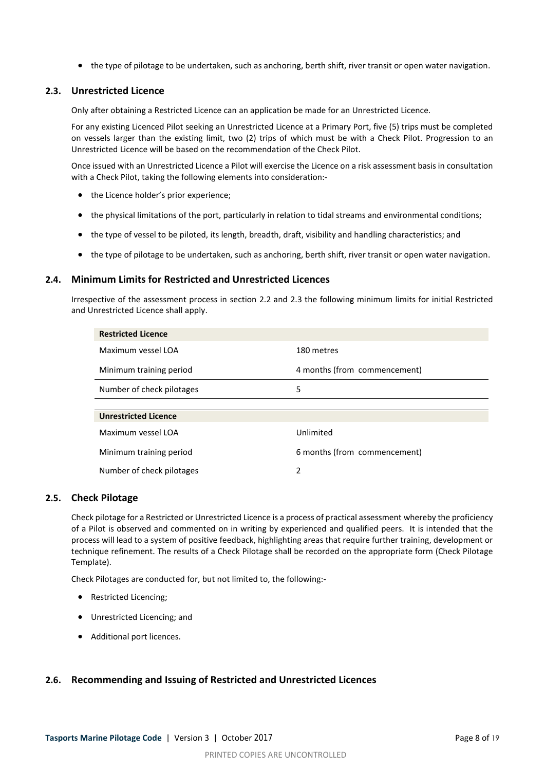- the type of pilotage to be undertaken, such as anchoring, berth shift, river transit or open water navigation.

## 2.3. Unrestricted Licence

Only after obtaining a Restricted Licence can an application be made for an Unrestricted Licence.

For any existing Licenced Pilot seeking an Unrestricted Licence at a Primary Port, five (5) trips must be completed on vessels larger than the existing limit, two (2) trips of which must be with a Check Pilot. Progression to an Unrestricted Licence will be based on the recommendation of the Check Pilot.

Once issued with an Unrestricted Licence a Pilot will exercise the Licence on a risk assessment basis in consultation with a Check Pilot, taking the following elements into consideration:-

- the Licence holder's prior experience;
- the physical limitations of the port, particularly in relation to tidal streams and environmental conditions;
- the type of vessel to be piloted, its length, breadth, draft, visibility and handling characteristics; and
- the type of pilotage to be undertaken, such as anchoring, berth shift, river transit or open water navigation.

## 2.4. Minimum Limits for Restricted and Unrestricted Licences

Irrespective of the assessment process in section 2.2 and 2.3 the following minimum limits for initial Restricted and Unrestricted Licence shall apply.

| **Restricted Licence** | |
|---|---|
| Maximum vessel LOA | 180 metres |
| Minimum training period | 4 months (from commencement) |
| Number of check pilotages | 5 |

| **Unrestricted Licence** | |
|---|---|
| Maximum vessel LOA | Unlimited |
| Minimum training period | 6 months (from commencement) |
| Number of check pilotages | 2 |

## 2.5. Check Pilotage

Check pilotage for a Restricted or Unrestricted Licence is a process of practical assessment whereby the proficiency of a Pilot is observed and commented on in writing by experienced and qualified peers. It is intended that the process will lead to a system of positive feedback, highlighting areas that require further training, development or technique refinement. The results of a Check Pilotage shall be recorded on the appropriate form (Check Pilotage Template).

Check Pilotages are conducted for, but not limited to, the following:-

- Restricted Licencing;
- Unrestricted Licencing; and
- Additional port licences.

## 2.6. Recommending and Issuing of Restricted and Unrestricted Licences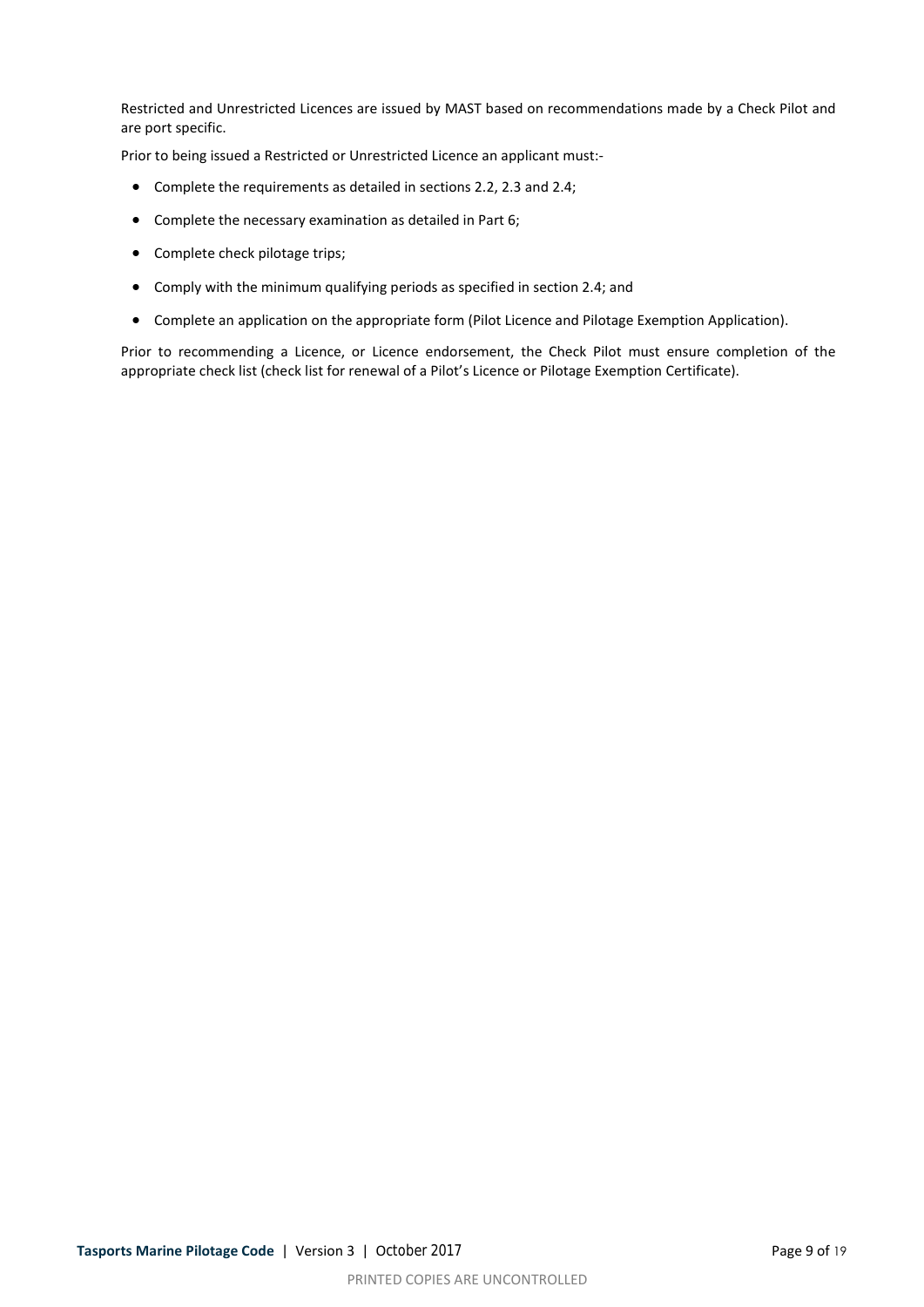Restricted and Unrestricted Licences are issued by MAST based on recommendations made by a Check Pilot and are port specific.

Prior to being issued a Restricted or Unrestricted Licence an applicant must:-

- Complete the requirements as detailed in sections 2.2, 2.3 and 2.4;
- Complete the necessary examination as detailed in Part 6;
- Complete check pilotage trips;
- Comply with the minimum qualifying periods as specified in section 2.4; and
- Complete an application on the appropriate form (Pilot Licence and Pilotage Exemption Application).

Prior to recommending a Licence, or Licence endorsement, the Check Pilot must ensure completion of the appropriate check list (check list for renewal of a Pilot's Licence or Pilotage Exemption Certificate).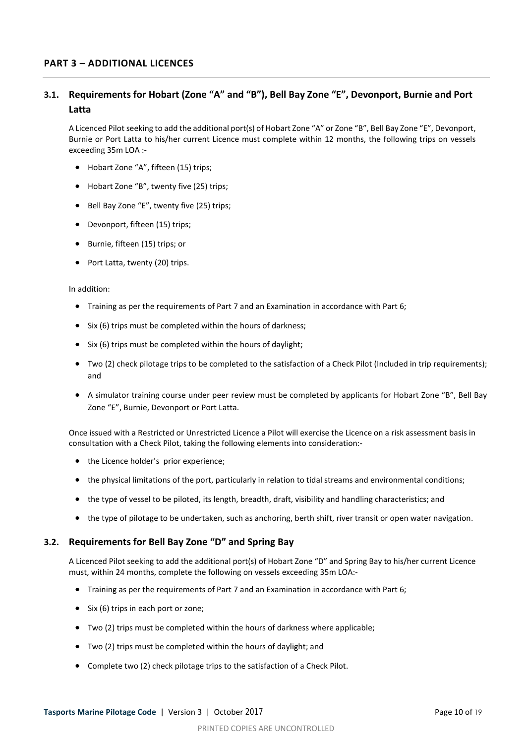## PART 3 – ADDITIONAL LICENCES

### 3.1. Requirements for Hobart (Zone "A" and "B"), Bell Bay Zone "E", Devonport, Burnie and Port Latta

A Licenced Pilot seeking to add the additional port(s) of Hobart Zone "A" or Zone "B", Bell Bay Zone "E", Devonport, Burnie or Port Latta to his/her current Licence must complete within 12 months, the following trips on vessels exceeding 35m LOA :-

- Hobart Zone "A", fifteen (15) trips;
- Hobart Zone "B", twenty five (25) trips;
- Bell Bay Zone "E", twenty five (25) trips;
- Devonport, fifteen (15) trips;
- Burnie, fifteen (15) trips; or
- Port Latta, twenty (20) trips.

In addition:

- Training as per the requirements of Part 7 and an Examination in accordance with Part 6;
- Six (6) trips must be completed within the hours of darkness;
- Six (6) trips must be completed within the hours of daylight;
- Two (2) check pilotage trips to be completed to the satisfaction of a Check Pilot (Included in trip requirements); and
- A simulator training course under peer review must be completed by applicants for Hobart Zone "B", Bell Bay Zone "E", Burnie, Devonport or Port Latta.

Once issued with a Restricted or Unrestricted Licence a Pilot will exercise the Licence on a risk assessment basis in consultation with a Check Pilot, taking the following elements into consideration:-

- the Licence holder's prior experience;
- the physical limitations of the port, particularly in relation to tidal streams and environmental conditions;
- the type of vessel to be piloted, its length, breadth, draft, visibility and handling characteristics; and
- the type of pilotage to be undertaken, such as anchoring, berth shift, river transit or open water navigation.

### 3.2. Requirements for Bell Bay Zone "D" and Spring Bay

A Licenced Pilot seeking to add the additional port(s) of Hobart Zone "D" and Spring Bay to his/her current Licence must, within 24 months, complete the following on vessels exceeding 35m LOA:-

- Training as per the requirements of Part 7 and an Examination in accordance with Part 6;
- Six (6) trips in each port or zone;
- Two (2) trips must be completed within the hours of darkness where applicable;
- Two (2) trips must be completed within the hours of daylight; and
- Complete two (2) check pilotage trips to the satisfaction of a Check Pilot.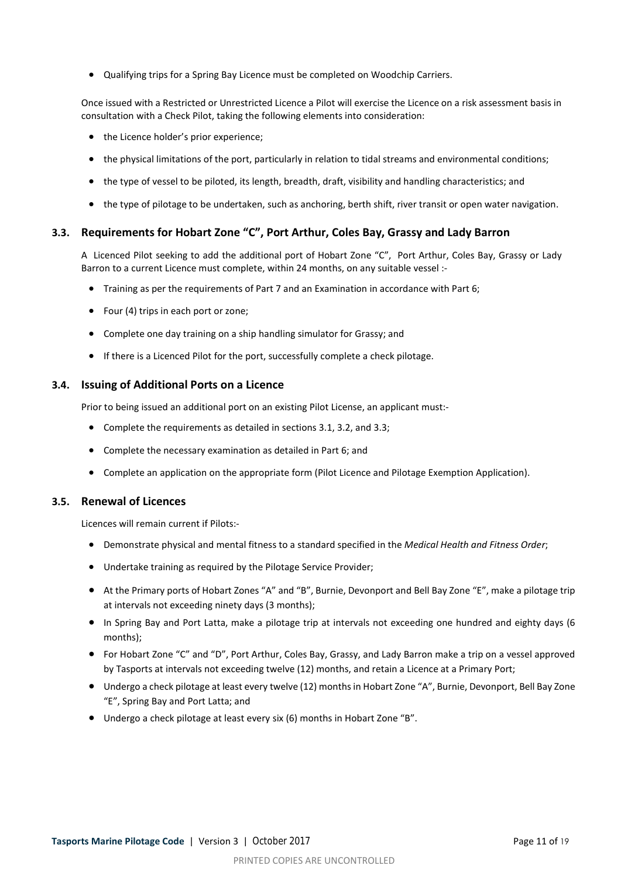- Qualifying trips for a Spring Bay Licence must be completed on Woodchip Carriers.

Once issued with a Restricted or Unrestricted Licence a Pilot will exercise the Licence on a risk assessment basis in consultation with a Check Pilot, taking the following elements into consideration:

- the Licence holder's prior experience;
- the physical limitations of the port, particularly in relation to tidal streams and environmental conditions;
- the type of vessel to be piloted, its length, breadth, draft, visibility and handling characteristics; and
- the type of pilotage to be undertaken, such as anchoring, berth shift, river transit or open water navigation.

### 3.3. Requirements for Hobart Zone "C", Port Arthur, Coles Bay, Grassy and Lady Barron

A Licenced Pilot seeking to add the additional port of Hobart Zone "C", Port Arthur, Coles Bay, Grassy or Lady Barron to a current Licence must complete, within 24 months, on any suitable vessel :-

- Training as per the requirements of Part 7 and an Examination in accordance with Part 6;
- Four (4) trips in each port or zone;
- Complete one day training on a ship handling simulator for Grassy; and
- If there is a Licenced Pilot for the port, successfully complete a check pilotage.

### 3.4. Issuing of Additional Ports on a Licence

Prior to being issued an additional port on an existing Pilot License, an applicant must:-

- Complete the requirements as detailed in sections 3.1, 3.2, and 3.3;
- Complete the necessary examination as detailed in Part 6; and
- Complete an application on the appropriate form (Pilot Licence and Pilotage Exemption Application).

### 3.5. Renewal of Licences

Licences will remain current if Pilots:-

- Demonstrate physical and mental fitness to a standard specified in the *Medical Health and Fitness Order*;
- Undertake training as required by the Pilotage Service Provider;
- At the Primary ports of Hobart Zones "A" and "B", Burnie, Devonport and Bell Bay Zone "E", make a pilotage trip at intervals not exceeding ninety days (3 months);
- In Spring Bay and Port Latta, make a pilotage trip at intervals not exceeding one hundred and eighty days (6 months);
- For Hobart Zone "C" and "D", Port Arthur, Coles Bay, Grassy, and Lady Barron make a trip on a vessel approved by Tasports at intervals not exceeding twelve (12) months, and retain a Licence at a Primary Port;
- Undergo a check pilotage at least every twelve (12) months in Hobart Zone "A", Burnie, Devonport, Bell Bay Zone "E", Spring Bay and Port Latta; and
- Undergo a check pilotage at least every six (6) months in Hobart Zone "B".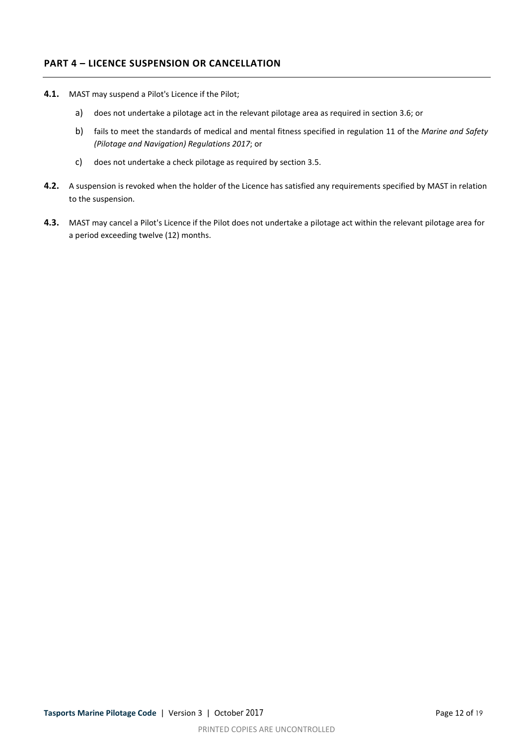## PART 4 – LICENCE SUSPENSION OR CANCELLATION

**4.1.** MAST may suspend a Pilot's Licence if the Pilot;

a) does not undertake a pilotage act in the relevant pilotage area as required in section 3.6; or

b) fails to meet the standards of medical and mental fitness specified in regulation 11 of the *Marine and Safety (Pilotage and Navigation) Regulations 2017*; or

c) does not undertake a check pilotage as required by section 3.5.

**4.2.** A suspension is revoked when the holder of the Licence has satisfied any requirements specified by MAST in relation to the suspension.

**4.3.** MAST may cancel a Pilot's Licence if the Pilot does not undertake a pilotage act within the relevant pilotage area for a period exceeding twelve (12) months.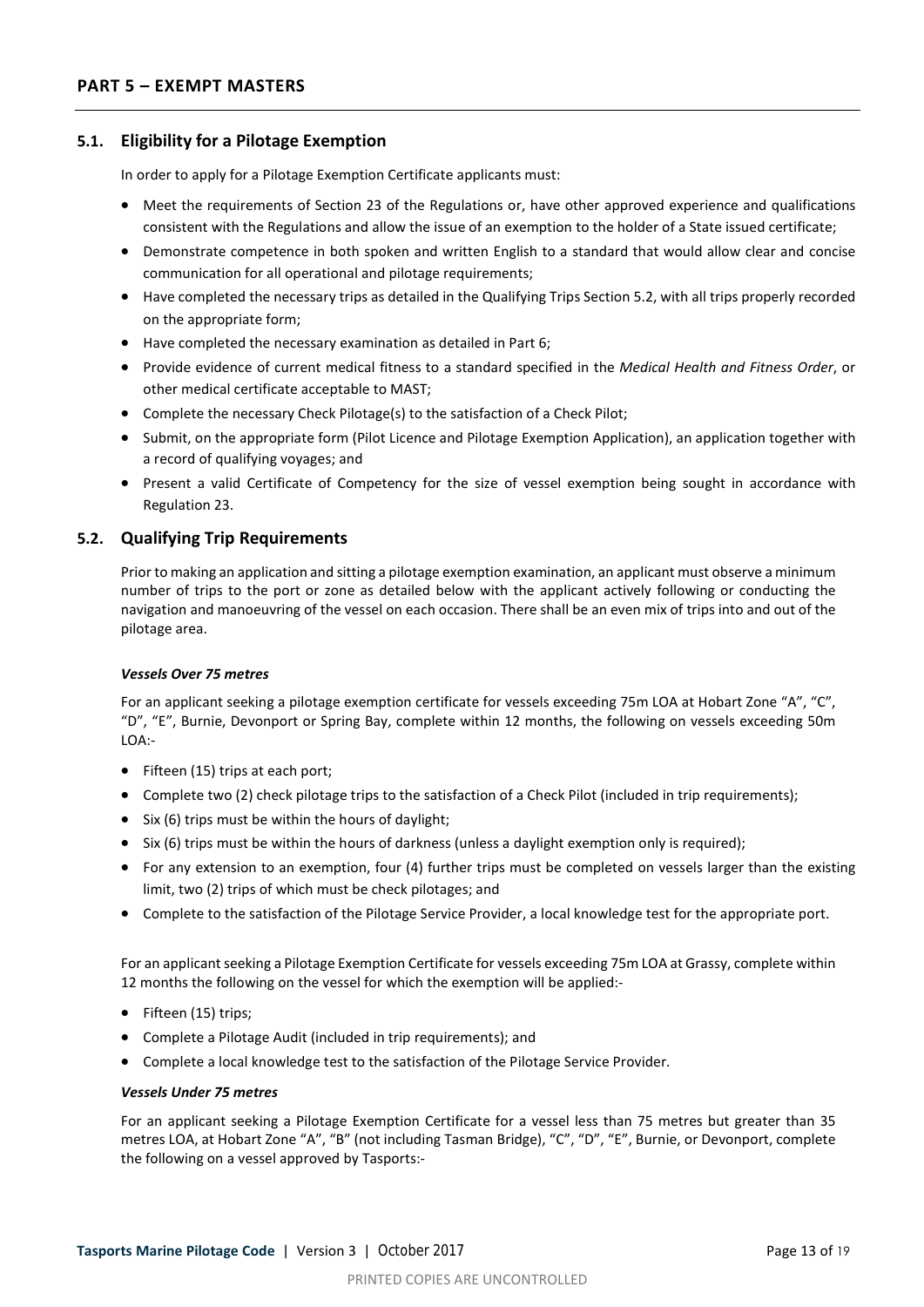# PART 5 – EXEMPT MASTERS

## 5.1. Eligibility for a Pilotage Exemption

In order to apply for a Pilotage Exemption Certificate applicants must:

- Meet the requirements of Section 23 of the Regulations or, have other approved experience and qualifications consistent with the Regulations and allow the issue of an exemption to the holder of a State issued certificate;
- Demonstrate competence in both spoken and written English to a standard that would allow clear and concise communication for all operational and pilotage requirements;
- Have completed the necessary trips as detailed in the Qualifying Trips Section 5.2, with all trips properly recorded on the appropriate form;
- Have completed the necessary examination as detailed in Part 6;
- Provide evidence of current medical fitness to a standard specified in the *Medical Health and Fitness Order*, or other medical certificate acceptable to MAST;
- Complete the necessary Check Pilotage(s) to the satisfaction of a Check Pilot;
- Submit, on the appropriate form (Pilot Licence and Pilotage Exemption Application), an application together with a record of qualifying voyages; and
- Present a valid Certificate of Competency for the size of vessel exemption being sought in accordance with Regulation 23.

## 5.2. Qualifying Trip Requirements

Prior to making an application and sitting a pilotage exemption examination, an applicant must observe a minimum number of trips to the port or zone as detailed below with the applicant actively following or conducting the navigation and manoeuvring of the vessel on each occasion. There shall be an even mix of trips into and out of the pilotage area.

***Vessels Over 75 metres***

For an applicant seeking a pilotage exemption certificate for vessels exceeding 75m LOA at Hobart Zone "A", "C", "D", "E", Burnie, Devonport or Spring Bay, complete within 12 months, the following on vessels exceeding 50m LOA:-

- Fifteen (15) trips at each port;
- Complete two (2) check pilotage trips to the satisfaction of a Check Pilot (included in trip requirements);
- Six (6) trips must be within the hours of daylight;
- Six (6) trips must be within the hours of darkness (unless a daylight exemption only is required);
- For any extension to an exemption, four (4) further trips must be completed on vessels larger than the existing limit, two (2) trips of which must be check pilotages; and
- Complete to the satisfaction of the Pilotage Service Provider, a local knowledge test for the appropriate port.

For an applicant seeking a Pilotage Exemption Certificate for vessels exceeding 75m LOA at Grassy, complete within 12 months the following on the vessel for which the exemption will be applied:-

- Fifteen (15) trips;
- Complete a Pilotage Audit (included in trip requirements); and
- Complete a local knowledge test to the satisfaction of the Pilotage Service Provider.

***Vessels Under 75 metres***

For an applicant seeking a Pilotage Exemption Certificate for a vessel less than 75 metres but greater than 35 metres LOA, at Hobart Zone "A", "B" (not including Tasman Bridge), "C", "D", "E", Burnie, or Devonport, complete the following on a vessel approved by Tasports:-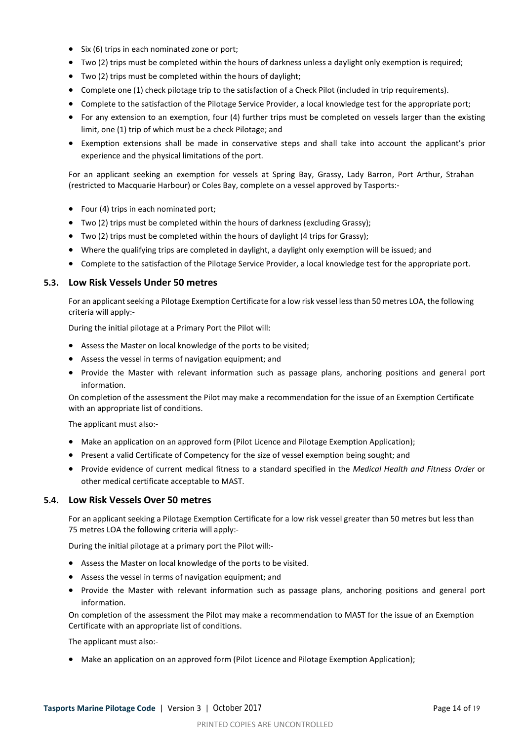- Six (6) trips in each nominated zone or port;
- Two (2) trips must be completed within the hours of darkness unless a daylight only exemption is required;
- Two (2) trips must be completed within the hours of daylight;
- Complete one (1) check pilotage trip to the satisfaction of a Check Pilot (included in trip requirements).
- Complete to the satisfaction of the Pilotage Service Provider, a local knowledge test for the appropriate port;
- For any extension to an exemption, four (4) further trips must be completed on vessels larger than the existing limit, one (1) trip of which must be a check Pilotage; and
- Exemption extensions shall be made in conservative steps and shall take into account the applicant's prior experience and the physical limitations of the port.

For an applicant seeking an exemption for vessels at Spring Bay, Grassy, Lady Barron, Port Arthur, Strahan (restricted to Macquarie Harbour) or Coles Bay, complete on a vessel approved by Tasports:-

- Four (4) trips in each nominated port;
- Two (2) trips must be completed within the hours of darkness (excluding Grassy);
- Two (2) trips must be completed within the hours of daylight (4 trips for Grassy);
- Where the qualifying trips are completed in daylight, a daylight only exemption will be issued; and
- Complete to the satisfaction of the Pilotage Service Provider, a local knowledge test for the appropriate port.

### 5.3. Low Risk Vessels Under 50 metres

For an applicant seeking a Pilotage Exemption Certificate for a low risk vessel less than 50 metres LOA, the following criteria will apply:-

During the initial pilotage at a Primary Port the Pilot will:

- Assess the Master on local knowledge of the ports to be visited;
- Assess the vessel in terms of navigation equipment; and
- Provide the Master with relevant information such as passage plans, anchoring positions and general port information.

On completion of the assessment the Pilot may make a recommendation for the issue of an Exemption Certificate with an appropriate list of conditions.

The applicant must also:-

- Make an application on an approved form (Pilot Licence and Pilotage Exemption Application);
- Present a valid Certificate of Competency for the size of vessel exemption being sought; and
- Provide evidence of current medical fitness to a standard specified in the *Medical Health and Fitness Order* or other medical certificate acceptable to MAST.

### 5.4. Low Risk Vessels Over 50 metres

For an applicant seeking a Pilotage Exemption Certificate for a low risk vessel greater than 50 metres but less than 75 metres LOA the following criteria will apply:-

During the initial pilotage at a primary port the Pilot will:-

- Assess the Master on local knowledge of the ports to be visited.
- Assess the vessel in terms of navigation equipment; and
- Provide the Master with relevant information such as passage plans, anchoring positions and general port information.

On completion of the assessment the Pilot may make a recommendation to MAST for the issue of an Exemption Certificate with an appropriate list of conditions.

The applicant must also:-

- Make an application on an approved form (Pilot Licence and Pilotage Exemption Application);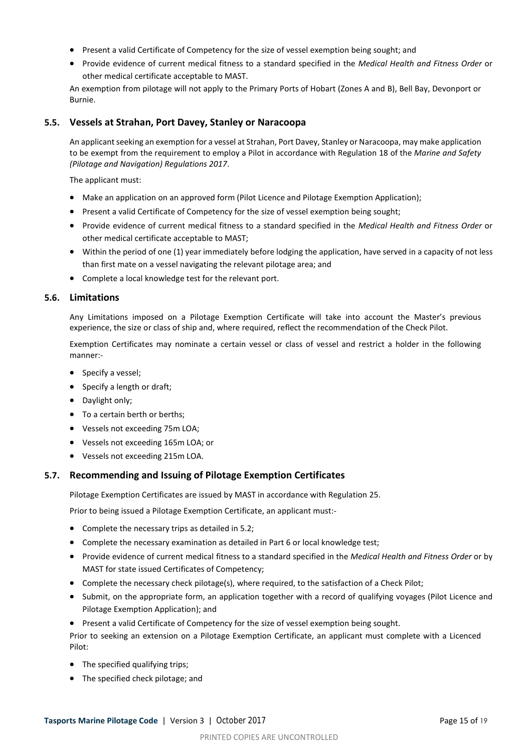- Present a valid Certificate of Competency for the size of vessel exemption being sought; and
- Provide evidence of current medical fitness to a standard specified in the *Medical Health and Fitness Order* or other medical certificate acceptable to MAST.

An exemption from pilotage will not apply to the Primary Ports of Hobart (Zones A and B), Bell Bay, Devonport or Burnie.

### 5.5. Vessels at Strahan, Port Davey, Stanley or Naracoopa

An applicant seeking an exemption for a vessel at Strahan, Port Davey, Stanley or Naracoopa, may make application to be exempt from the requirement to employ a Pilot in accordance with Regulation 18 of the *Marine and Safety (Pilotage and Navigation) Regulations 2017*.

The applicant must:

- Make an application on an approved form (Pilot Licence and Pilotage Exemption Application);
- Present a valid Certificate of Competency for the size of vessel exemption being sought;
- Provide evidence of current medical fitness to a standard specified in the *Medical Health and Fitness Order* or other medical certificate acceptable to MAST;
- Within the period of one (1) year immediately before lodging the application, have served in a capacity of not less than first mate on a vessel navigating the relevant pilotage area; and
- Complete a local knowledge test for the relevant port.

### 5.6. Limitations

Any Limitations imposed on a Pilotage Exemption Certificate will take into account the Master's previous experience, the size or class of ship and, where required, reflect the recommendation of the Check Pilot.

Exemption Certificates may nominate a certain vessel or class of vessel and restrict a holder in the following manner:-

- Specify a vessel;
- Specify a length or draft;
- Daylight only;
- To a certain berth or berths;
- Vessels not exceeding 75m LOA;
- Vessels not exceeding 165m LOA; or
- Vessels not exceeding 215m LOA.

### 5.7. Recommending and Issuing of Pilotage Exemption Certificates

Pilotage Exemption Certificates are issued by MAST in accordance with Regulation 25.

Prior to being issued a Pilotage Exemption Certificate, an applicant must:-

- Complete the necessary trips as detailed in 5.2;
- Complete the necessary examination as detailed in Part 6 or local knowledge test;
- Provide evidence of current medical fitness to a standard specified in the *Medical Health and Fitness Order* or by MAST for state issued Certificates of Competency;
- Complete the necessary check pilotage(s), where required, to the satisfaction of a Check Pilot;
- Submit, on the appropriate form, an application together with a record of qualifying voyages (Pilot Licence and Pilotage Exemption Application); and
- Present a valid Certificate of Competency for the size of vessel exemption being sought.

Prior to seeking an extension on a Pilotage Exemption Certificate, an applicant must complete with a Licenced Pilot:

- The specified qualifying trips;
- The specified check pilotage; and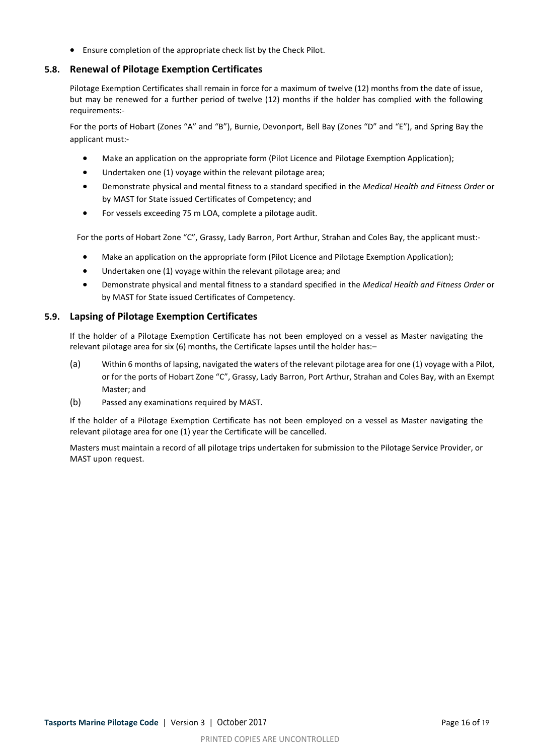- Ensure completion of the appropriate check list by the Check Pilot.

### 5.8. Renewal of Pilotage Exemption Certificates

Pilotage Exemption Certificates shall remain in force for a maximum of twelve (12) months from the date of issue, but may be renewed for a further period of twelve (12) months if the holder has complied with the following requirements:-

For the ports of Hobart (Zones "A" and "B"), Burnie, Devonport, Bell Bay (Zones "D" and "E"), and Spring Bay the applicant must:-

- Make an application on the appropriate form (Pilot Licence and Pilotage Exemption Application);
- Undertaken one (1) voyage within the relevant pilotage area;
- Demonstrate physical and mental fitness to a standard specified in the *Medical Health and Fitness Order* or by MAST for State issued Certificates of Competency; and
- For vessels exceeding 75 m LOA, complete a pilotage audit.

For the ports of Hobart Zone "C", Grassy, Lady Barron, Port Arthur, Strahan and Coles Bay, the applicant must:-

- Make an application on the appropriate form (Pilot Licence and Pilotage Exemption Application);
- Undertaken one (1) voyage within the relevant pilotage area; and
- Demonstrate physical and mental fitness to a standard specified in the *Medical Health and Fitness Order* or by MAST for State issued Certificates of Competency.

### 5.9. Lapsing of Pilotage Exemption Certificates

If the holder of a Pilotage Exemption Certificate has not been employed on a vessel as Master navigating the relevant pilotage area for six (6) months, the Certificate lapses until the holder has:–

(a) Within 6 months of lapsing, navigated the waters of the relevant pilotage area for one (1) voyage with a Pilot, or for the ports of Hobart Zone "C", Grassy, Lady Barron, Port Arthur, Strahan and Coles Bay, with an Exempt Master; and

(b) Passed any examinations required by MAST.

If the holder of a Pilotage Exemption Certificate has not been employed on a vessel as Master navigating the relevant pilotage area for one (1) year the Certificate will be cancelled.

Masters must maintain a record of all pilotage trips undertaken for submission to the Pilotage Service Provider, or MAST upon request.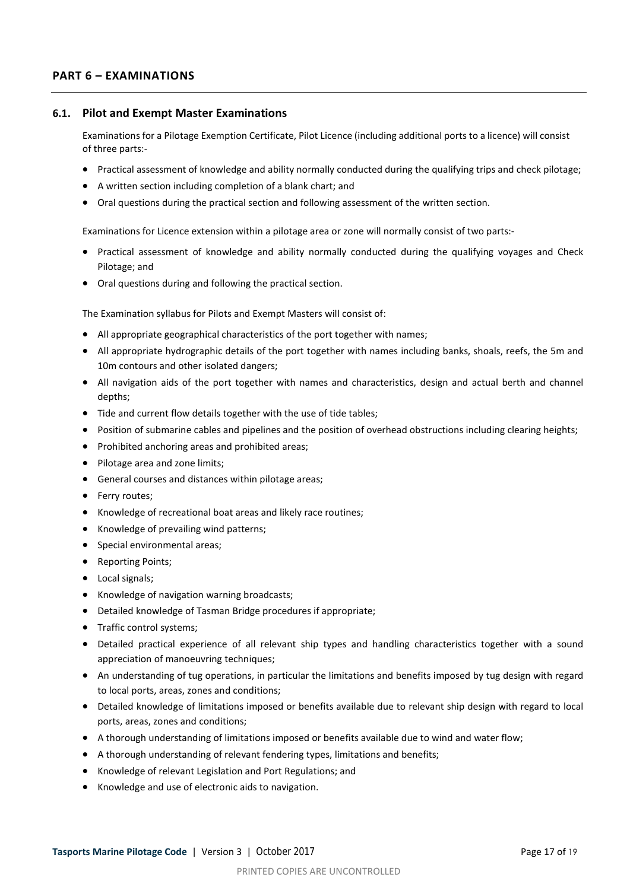## PART 6 – EXAMINATIONS

### 6.1. Pilot and Exempt Master Examinations

Examinations for a Pilotage Exemption Certificate, Pilot Licence (including additional ports to a licence) will consist of three parts:-

- Practical assessment of knowledge and ability normally conducted during the qualifying trips and check pilotage;
- A written section including completion of a blank chart; and
- Oral questions during the practical section and following assessment of the written section.

Examinations for Licence extension within a pilotage area or zone will normally consist of two parts:-

- Practical assessment of knowledge and ability normally conducted during the qualifying voyages and Check Pilotage; and
- Oral questions during and following the practical section.

The Examination syllabus for Pilots and Exempt Masters will consist of:

- All appropriate geographical characteristics of the port together with names;
- All appropriate hydrographic details of the port together with names including banks, shoals, reefs, the 5m and 10m contours and other isolated dangers;
- All navigation aids of the port together with names and characteristics, design and actual berth and channel depths;
- Tide and current flow details together with the use of tide tables;
- Position of submarine cables and pipelines and the position of overhead obstructions including clearing heights;
- Prohibited anchoring areas and prohibited areas;
- Pilotage area and zone limits;
- General courses and distances within pilotage areas;
- Ferry routes;
- Knowledge of recreational boat areas and likely race routines;
- Knowledge of prevailing wind patterns;
- Special environmental areas;
- Reporting Points;
- Local signals;
- Knowledge of navigation warning broadcasts;
- Detailed knowledge of Tasman Bridge procedures if appropriate;
- Traffic control systems;
- Detailed practical experience of all relevant ship types and handling characteristics together with a sound appreciation of manoeuvring techniques;
- An understanding of tug operations, in particular the limitations and benefits imposed by tug design with regard to local ports, areas, zones and conditions;
- Detailed knowledge of limitations imposed or benefits available due to relevant ship design with regard to local ports, areas, zones and conditions;
- A thorough understanding of limitations imposed or benefits available due to wind and water flow;
- A thorough understanding of relevant fendering types, limitations and benefits;
- Knowledge of relevant Legislation and Port Regulations; and
- Knowledge and use of electronic aids to navigation.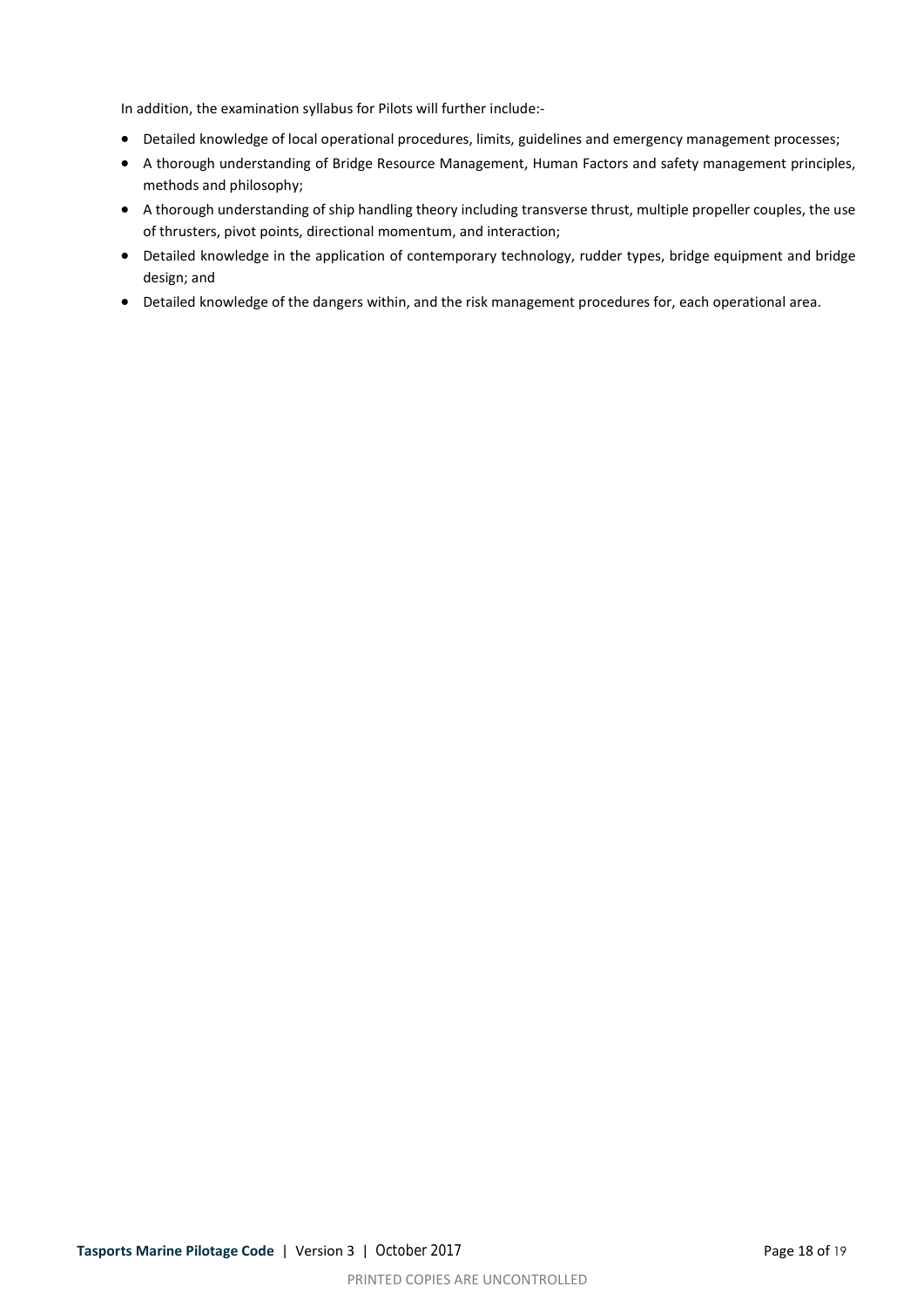In addition, the examination syllabus for Pilots will further include:-

- Detailed knowledge of local operational procedures, limits, guidelines and emergency management processes;
- A thorough understanding of Bridge Resource Management, Human Factors and safety management principles, methods and philosophy;
- A thorough understanding of ship handling theory including transverse thrust, multiple propeller couples, the use of thrusters, pivot points, directional momentum, and interaction;
- Detailed knowledge in the application of contemporary technology, rudder types, bridge equipment and bridge design; and
- Detailed knowledge of the dangers within, and the risk management procedures for, each operational area.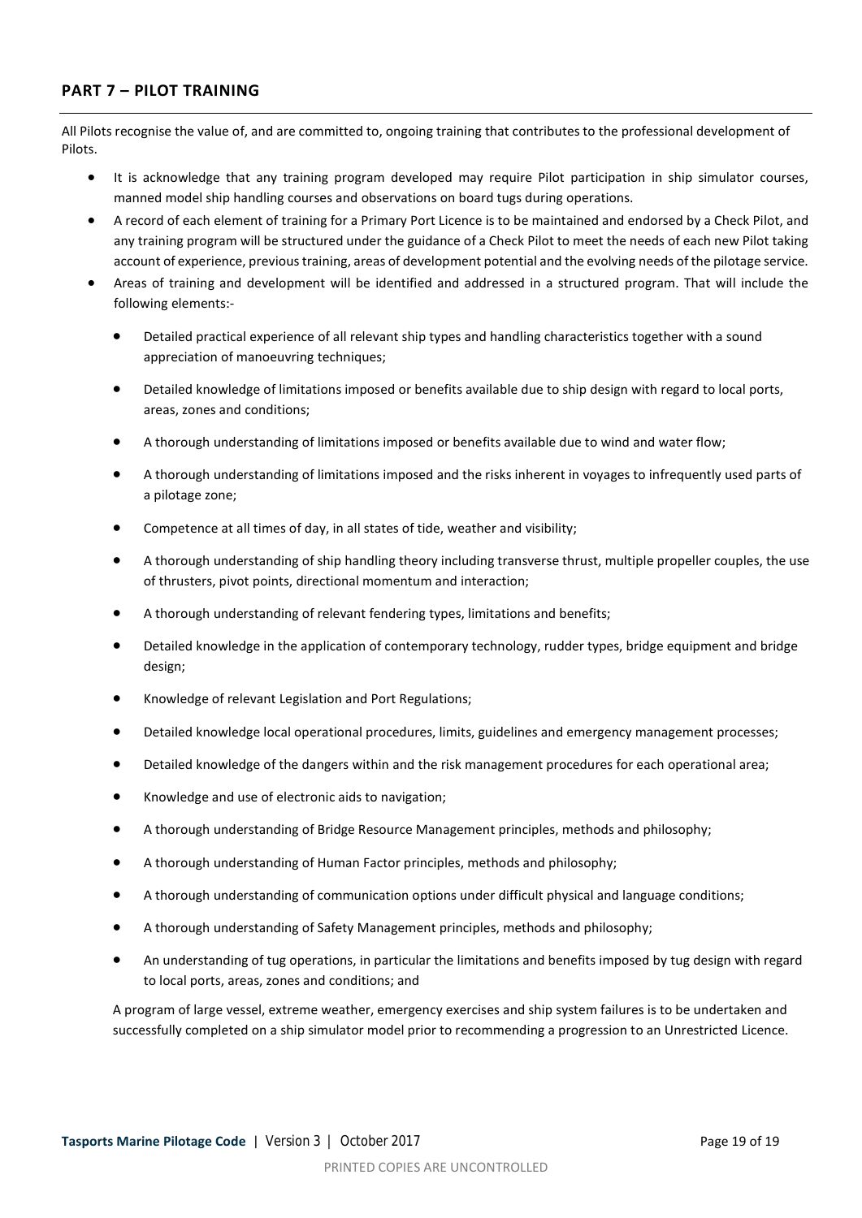## PART 7 – PILOT TRAINING

All Pilots recognise the value of, and are committed to, ongoing training that contributes to the professional development of Pilots.

- It is acknowledge that any training program developed may require Pilot participation in ship simulator courses, manned model ship handling courses and observations on board tugs during operations.
- A record of each element of training for a Primary Port Licence is to be maintained and endorsed by a Check Pilot, and any training program will be structured under the guidance of a Check Pilot to meet the needs of each new Pilot taking account of experience, previous training, areas of development potential and the evolving needs of the pilotage service.
- Areas of training and development will be identified and addressed in a structured program. That will include the following elements:-
  - Detailed practical experience of all relevant ship types and handling characteristics together with a sound appreciation of manoeuvring techniques;
  - Detailed knowledge of limitations imposed or benefits available due to ship design with regard to local ports, areas, zones and conditions;
  - A thorough understanding of limitations imposed or benefits available due to wind and water flow;
  - A thorough understanding of limitations imposed and the risks inherent in voyages to infrequently used parts of a pilotage zone;
  - Competence at all times of day, in all states of tide, weather and visibility;
  - A thorough understanding of ship handling theory including transverse thrust, multiple propeller couples, the use of thrusters, pivot points, directional momentum and interaction;
  - A thorough understanding of relevant fendering types, limitations and benefits;
  - Detailed knowledge in the application of contemporary technology, rudder types, bridge equipment and bridge design;
  - Knowledge of relevant Legislation and Port Regulations;
  - Detailed knowledge local operational procedures, limits, guidelines and emergency management processes;
  - Detailed knowledge of the dangers within and the risk management procedures for each operational area;
  - Knowledge and use of electronic aids to navigation;
  - A thorough understanding of Bridge Resource Management principles, methods and philosophy;
  - A thorough understanding of Human Factor principles, methods and philosophy;
  - A thorough understanding of communication options under difficult physical and language conditions;
  - A thorough understanding of Safety Management principles, methods and philosophy;
  - An understanding of tug operations, in particular the limitations and benefits imposed by tug design with regard to local ports, areas, zones and conditions; and

  A program of large vessel, extreme weather, emergency exercises and ship system failures is to be undertaken and successfully completed on a ship simulator model prior to recommending a progression to an Unrestricted Licence.